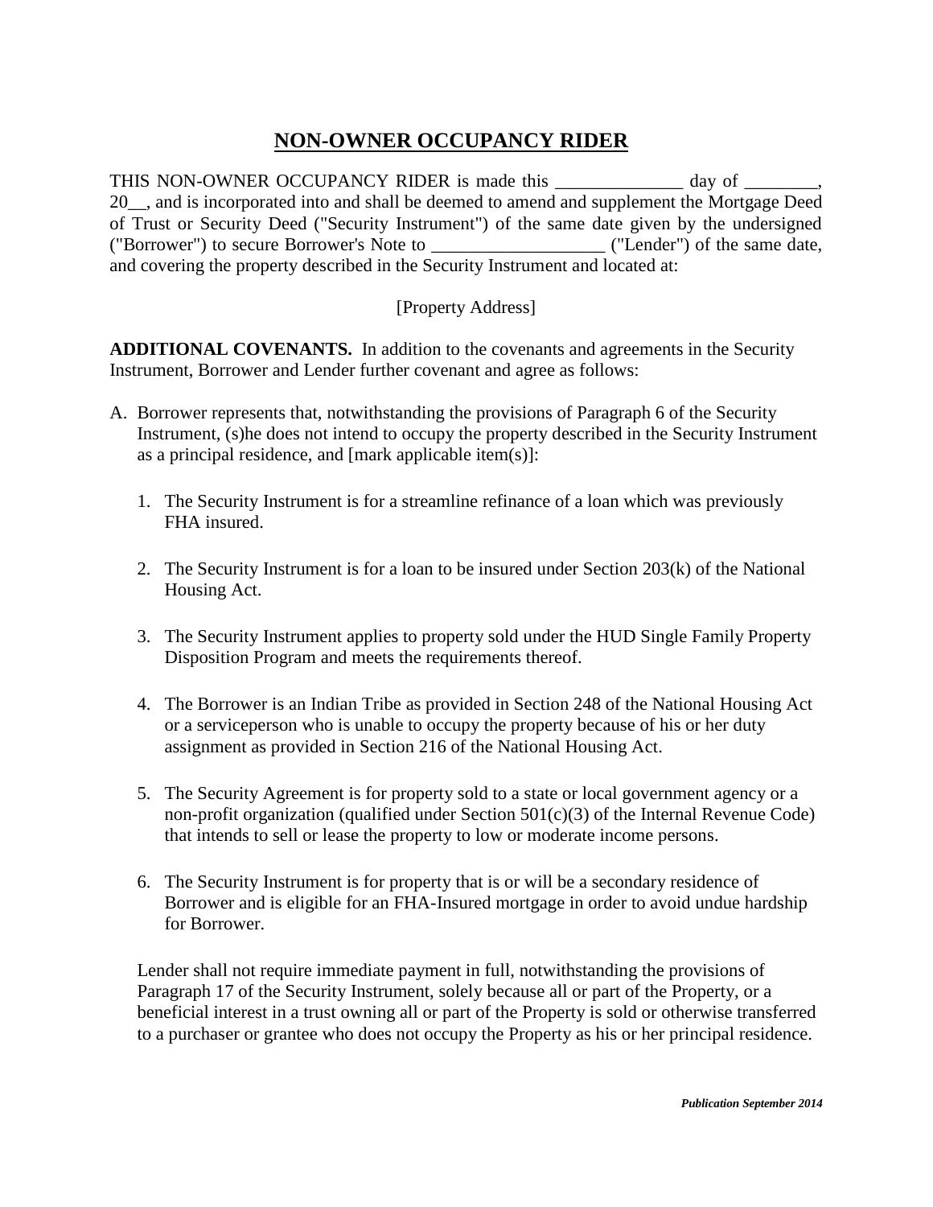# NON-OWNER OCCUPANCY RIDER

THIS NON-OWNER OCCUPANCY RIDER is made this ______________ day of ________, 20__, and is incorporated into and shall be deemed to amend and supplement the Mortgage Deed of Trust or Security Deed ("Security Instrument") of the same date given by the undersigned ("Borrower") to secure Borrower's Note to ___________________ ("Lender") of the same date, and covering the property described in the Security Instrument and located at:

[Property Address]

**ADDITIONAL COVENANTS.** In addition to the covenants and agreements in the Security Instrument, Borrower and Lender further covenant and agree as follows:

A. Borrower represents that, notwithstanding the provisions of Paragraph 6 of the Security Instrument, (s)he does not intend to occupy the property described in the Security Instrument as a principal residence, and [mark applicable item(s)]:

   1. The Security Instrument is for a streamline refinance of a loan which was previously FHA insured.

   2. The Security Instrument is for a loan to be insured under Section 203(k) of the National Housing Act.

   3. The Security Instrument applies to property sold under the HUD Single Family Property Disposition Program and meets the requirements thereof.

   4. The Borrower is an Indian Tribe as provided in Section 248 of the National Housing Act or a serviceperson who is unable to occupy the property because of his or her duty assignment as provided in Section 216 of the National Housing Act.

   5. The Security Agreement is for property sold to a state or local government agency or a non-profit organization (qualified under Section 501(c)(3) of the Internal Revenue Code) that intends to sell or lease the property to low or moderate income persons.

   6. The Security Instrument is for property that is or will be a secondary residence of Borrower and is eligible for an FHA-Insured mortgage in order to avoid undue hardship for Borrower.

   Lender shall not require immediate payment in full, notwithstanding the provisions of Paragraph 17 of the Security Instrument, solely because all or part of the Property, or a beneficial interest in a trust owning all or part of the Property is sold or otherwise transferred to a purchaser or grantee who does not occupy the Property as his or her principal residence.

***Publication September 2014***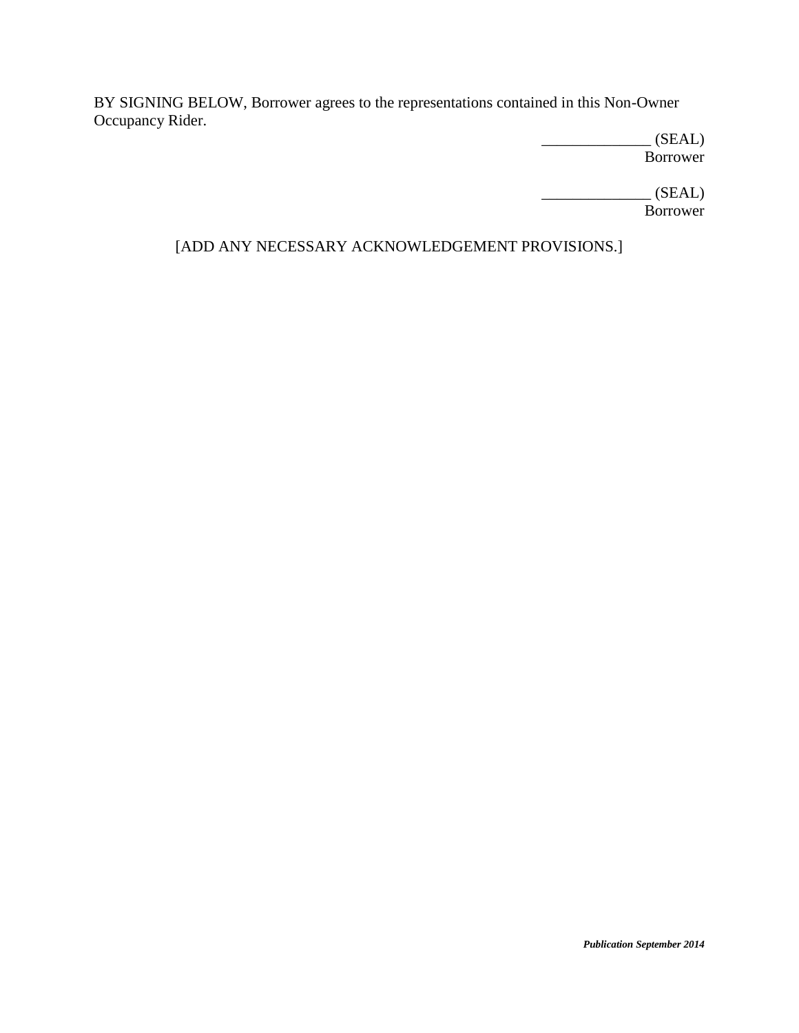BY SIGNING BELOW, Borrower agrees to the representations contained in this Non-Owner Occupancy Rider.

______________ (SEAL)
Borrower

______________ (SEAL)
Borrower

[ADD ANY NECESSARY ACKNOWLEDGEMENT PROVISIONS.]

***Publication September 2014***